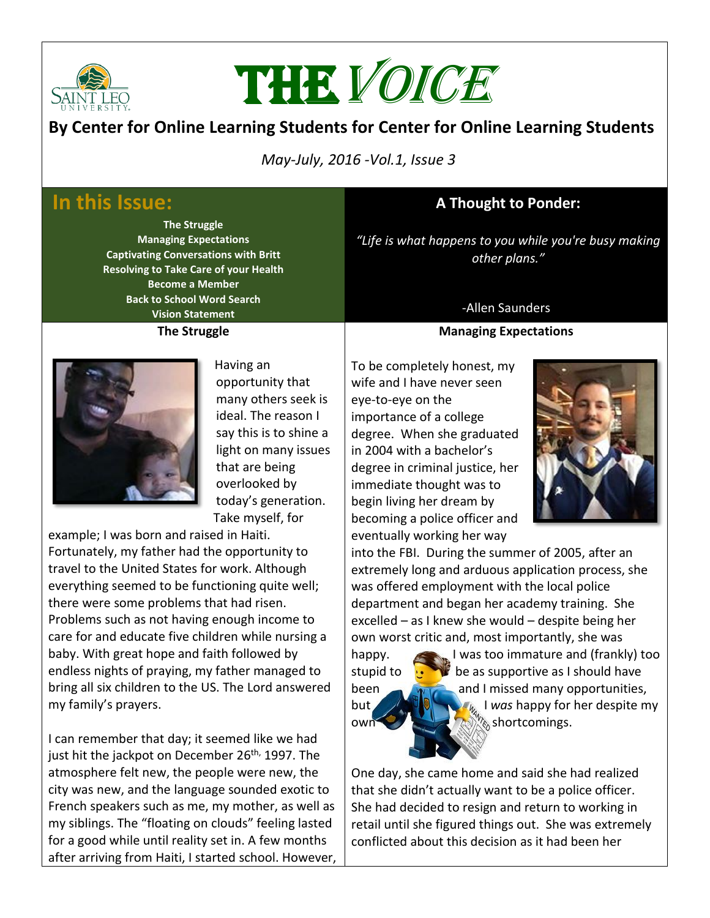# THE VOICE

**By Center for Online Learning Students for Center for Online Learning Students**

*May-July, 2016 -Vol.1, Issue 3*

## In this Issue:

**The Struggle**
**Managing Expectations**
**Captivating Conversations with Britt**
**Resolving to Take Care of your Health**
**Become a Member**
**Back to School Word Search**
**Vision Statement**

## A Thought to Ponder:

*"Life is what happens to you while you're busy making other plans."*

-Allen Saunders

### The Struggle

Having an opportunity that many others seek is ideal. The reason I say this is to shine a light on many issues that are being overlooked by today's generation. Take myself, for example; I was born and raised in Haiti. Fortunately, my father had the opportunity to travel to the United States for work. Although everything seemed to be functioning quite well; there were some problems that had risen. Problems such as not having enough income to care for and educate five children while nursing a baby. With great hope and faith followed by endless nights of praying, my father managed to bring all six children to the US. The Lord answered my family's prayers.

I can remember that day; it seemed like we had just hit the jackpot on December 26th, 1997. The atmosphere felt new, the people were new, the city was new, and the language sounded exotic to French speakers such as me, my mother, as well as my siblings. The "floating on clouds" feeling lasted for a good while until reality set in. A few months after arriving from Haiti, I started school. However,

### Managing Expectations

To be completely honest, my wife and I have never seen eye-to-eye on the importance of a college degree. When she graduated in 2004 with a bachelor's degree in criminal justice, her immediate thought was to begin living her dream by becoming a police officer and eventually working her way into the FBI. During the summer of 2005, after an extremely long and arduous application process, she was offered employment with the local police department and began her academy training. She excelled – as I knew she would – despite being her own worst critic and, most importantly, she was happy. I was too immature and (frankly) too stupid to be as supportive as I should have been and I missed many opportunities, but I *was* happy for her despite my own shortcomings.

One day, she came home and said she had realized that she didn't actually want to be a police officer. She had decided to resign and return to working in retail until she figured things out. She was extremely conflicted about this decision as it had been her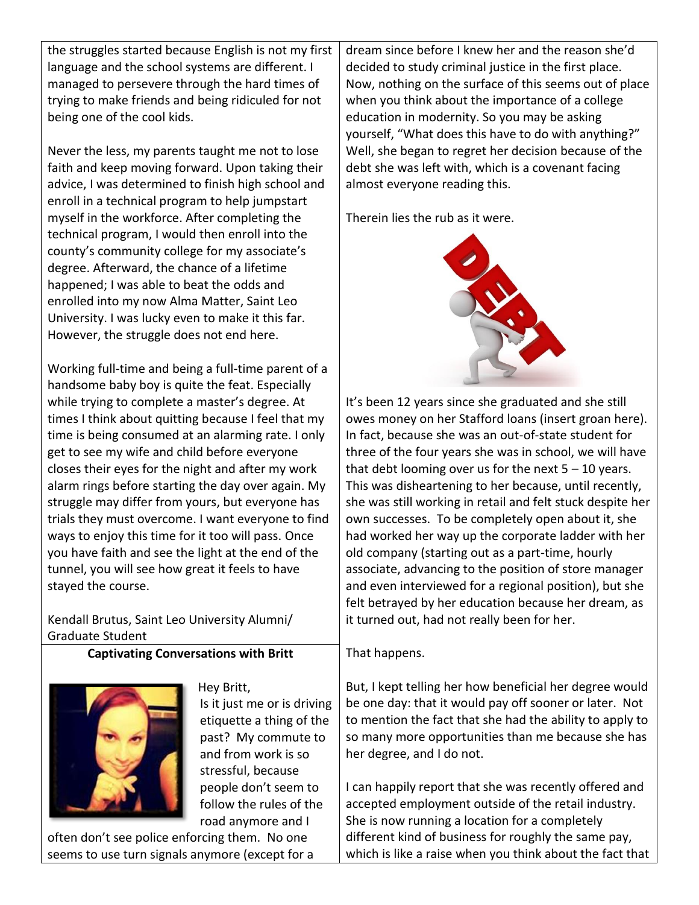the struggles started because English is not my first language and the school systems are different. I managed to persevere through the hard times of trying to make friends and being ridiculed for not being one of the cool kids.

Never the less, my parents taught me not to lose faith and keep moving forward. Upon taking their advice, I was determined to finish high school and enroll in a technical program to help jumpstart myself in the workforce. After completing the technical program, I would then enroll into the county's community college for my associate's degree. Afterward, the chance of a lifetime happened; I was able to beat the odds and enrolled into my now Alma Matter, Saint Leo University. I was lucky even to make it this far. However, the struggle does not end here.

Working full-time and being a full-time parent of a handsome baby boy is quite the feat. Especially while trying to complete a master's degree. At times I think about quitting because I feel that my time is being consumed at an alarming rate. I only get to see my wife and child before everyone closes their eyes for the night and after my work alarm rings before starting the day over again. My struggle may differ from yours, but everyone has trials they must overcome. I want everyone to find ways to enjoy this time for it too will pass. Once you have faith and see the light at the end of the tunnel, you will see how great it feels to have stayed the course.

Kendall Brutus, Saint Leo University Alumni/ Graduate Student

**Captivating Conversations with Britt**

Hey Britt,
Is it just me or is driving etiquette a thing of the past? My commute to and from work is so stressful, because people don't seem to follow the rules of the road anymore and I often don't see police enforcing them. No one seems to use turn signals anymore (except for a

dream since before I knew her and the reason she'd decided to study criminal justice in the first place. Now, nothing on the surface of this seems out of place when you think about the importance of a college education in modernity. So you may be asking yourself, "What does this have to do with anything?" Well, she began to regret her decision because of the debt she was left with, which is a covenant facing almost everyone reading this.

Therein lies the rub as it were.

It's been 12 years since she graduated and she still owes money on her Stafford loans (insert groan here). In fact, because she was an out-of-state student for three of the four years she was in school, we will have that debt looming over us for the next 5 – 10 years. This was disheartening to her because, until recently, she was still working in retail and felt stuck despite her own successes. To be completely open about it, she had worked her way up the corporate ladder with her old company (starting out as a part-time, hourly associate, advancing to the position of store manager and even interviewed for a regional position), but she felt betrayed by her education because her dream, as it turned out, had not really been for her.

That happens.

But, I kept telling her how beneficial her degree would be one day: that it would pay off sooner or later. Not to mention the fact that she had the ability to apply to so many more opportunities than me because she has her degree, and I do not.

I can happily report that she was recently offered and accepted employment outside of the retail industry. She is now running a location for a completely different kind of business for roughly the same pay, which is like a raise when you think about the fact that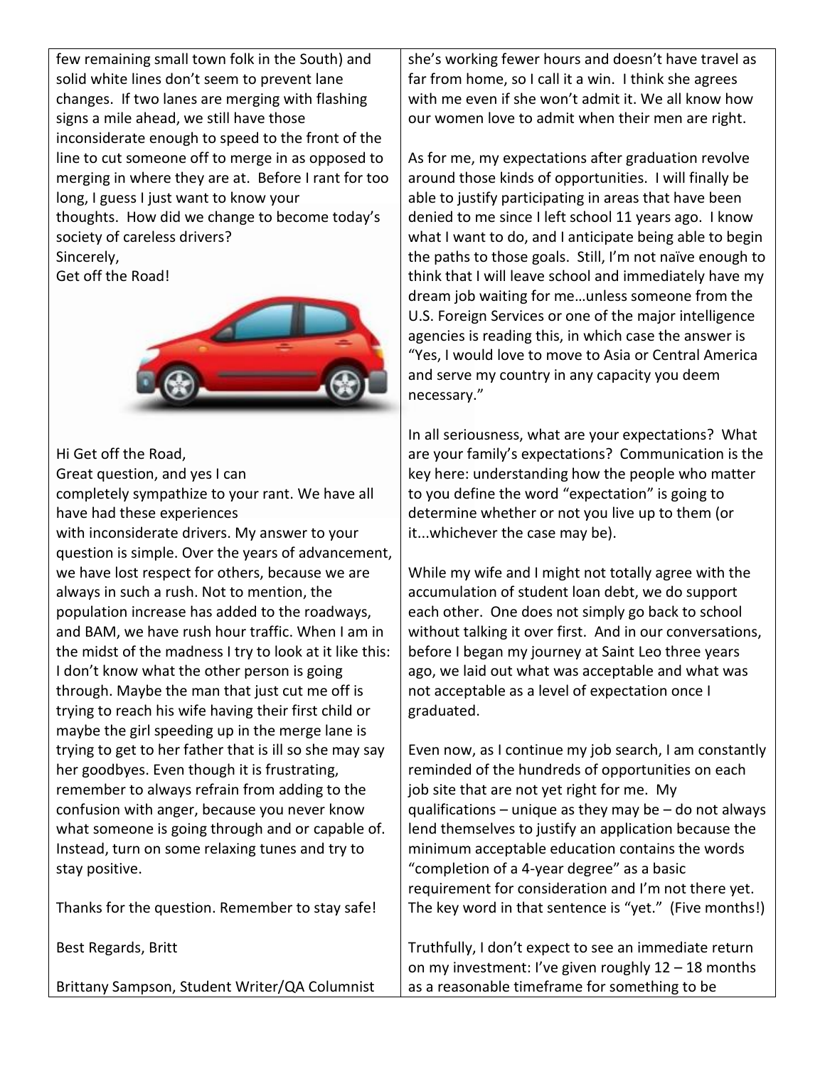few remaining small town folk in the South) and solid white lines don't seem to prevent lane changes. If two lanes are merging with flashing signs a mile ahead, we still have those inconsiderate enough to speed to the front of the line to cut someone off to merge in as opposed to merging in where they are at. Before I rant for too long, I guess I just want to know your thoughts. How did we change to become today's society of careless drivers?

Sincerely,

Get off the Road!

Hi Get off the Road,

Great question, and yes I can completely sympathize to your rant. We have all have had these experiences with inconsiderate drivers. My answer to your question is simple. Over the years of advancement, we have lost respect for others, because we are always in such a rush. Not to mention, the population increase has added to the roadways, and BAM, we have rush hour traffic. When I am in the midst of the madness I try to look at it like this: I don't know what the other person is going through. Maybe the man that just cut me off is trying to reach his wife having their first child or maybe the girl speeding up in the merge lane is trying to get to her father that is ill so she may say her goodbyes. Even though it is frustrating, remember to always refrain from adding to the confusion with anger, because you never know what someone is going through and or capable of. Instead, turn on some relaxing tunes and try to stay positive.

Thanks for the question. Remember to stay safe!

Best Regards, Britt

Brittany Sampson, Student Writer/QA Columnist

she's working fewer hours and doesn't have travel as far from home, so I call it a win. I think she agrees with me even if she won't admit it. We all know how our women love to admit when their men are right.

As for me, my expectations after graduation revolve around those kinds of opportunities. I will finally be able to justify participating in areas that have been denied to me since I left school 11 years ago. I know what I want to do, and I anticipate being able to begin the paths to those goals. Still, I'm not naïve enough to think that I will leave school and immediately have my dream job waiting for me…unless someone from the U.S. Foreign Services or one of the major intelligence agencies is reading this, in which case the answer is "Yes, I would love to move to Asia or Central America and serve my country in any capacity you deem necessary."

In all seriousness, what are your expectations? What are your family's expectations? Communication is the key here: understanding how the people who matter to you define the word "expectation" is going to determine whether or not you live up to them (or it...whichever the case may be).

While my wife and I might not totally agree with the accumulation of student loan debt, we do support each other. One does not simply go back to school without talking it over first. And in our conversations, before I began my journey at Saint Leo three years ago, we laid out what was acceptable and what was not acceptable as a level of expectation once I graduated.

Even now, as I continue my job search, I am constantly reminded of the hundreds of opportunities on each job site that are not yet right for me. My qualifications – unique as they may be – do not always lend themselves to justify an application because the minimum acceptable education contains the words "completion of a 4-year degree" as a basic requirement for consideration and I'm not there yet. The key word in that sentence is "yet." (Five months!)

Truthfully, I don't expect to see an immediate return on my investment: I've given roughly 12 – 18 months as a reasonable timeframe for something to be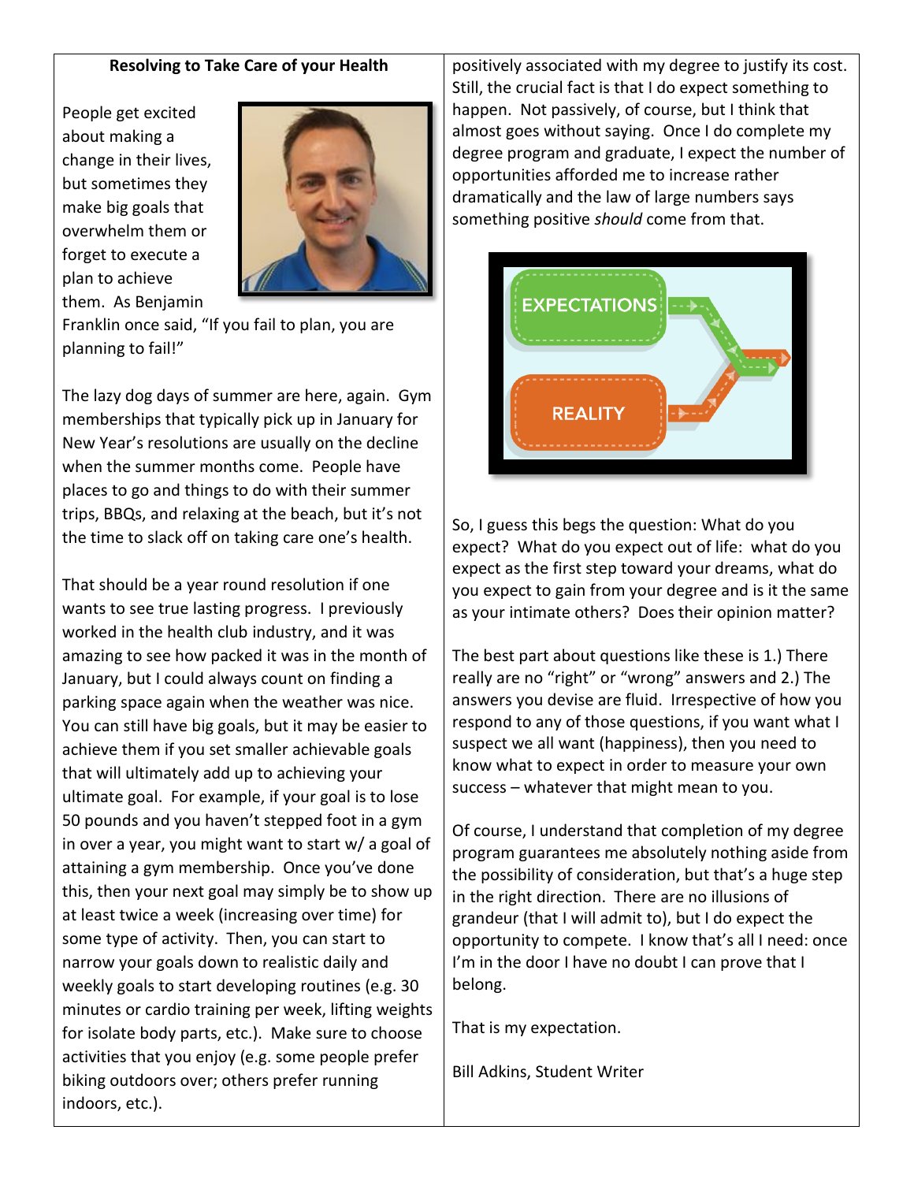### Resolving to Take Care of your Health

People get excited about making a change in their lives, but sometimes they make big goals that overwhelm them or forget to execute a plan to achieve them. As Benjamin Franklin once said, "If you fail to plan, you are planning to fail!"

The lazy dog days of summer are here, again. Gym memberships that typically pick up in January for New Year's resolutions are usually on the decline when the summer months come. People have places to go and things to do with their summer trips, BBQs, and relaxing at the beach, but it's not the time to slack off on taking care one's health.

That should be a year round resolution if one wants to see true lasting progress. I previously worked in the health club industry, and it was amazing to see how packed it was in the month of January, but I could always count on finding a parking space again when the weather was nice. You can still have big goals, but it may be easier to achieve them if you set smaller achievable goals that will ultimately add up to achieving your ultimate goal. For example, if your goal is to lose 50 pounds and you haven't stepped foot in a gym in over a year, you might want to start w/ a goal of attaining a gym membership. Once you've done this, then your next goal may simply be to show up at least twice a week (increasing over time) for some type of activity. Then, you can start to narrow your goals down to realistic daily and weekly goals to start developing routines (e.g. 30 minutes or cardio training per week, lifting weights for isolate body parts, etc.). Make sure to choose activities that you enjoy (e.g. some people prefer biking outdoors over; others prefer running indoors, etc.).

positively associated with my degree to justify its cost. Still, the crucial fact is that I do expect something to happen. Not passively, of course, but I think that almost goes without saying. Once I do complete my degree program and graduate, I expect the number of opportunities afforded me to increase rather dramatically and the law of large numbers says something positive *should* come from that.

So, I guess this begs the question: What do you expect? What do you expect out of life: what do you expect as the first step toward your dreams, what do you expect to gain from your degree and is it the same as your intimate others? Does their opinion matter?

The best part about questions like these is 1.) There really are no "right" or "wrong" answers and 2.) The answers you devise are fluid. Irrespective of how you respond to any of those questions, if you want what I suspect we all want (happiness), then you need to know what to expect in order to measure your own success – whatever that might mean to you.

Of course, I understand that completion of my degree program guarantees me absolutely nothing aside from the possibility of consideration, but that's a huge step in the right direction. There are no illusions of grandeur (that I will admit to), but I do expect the opportunity to compete. I know that's all I need: once I'm in the door I have no doubt I can prove that I belong.

That is my expectation.

Bill Adkins, Student Writer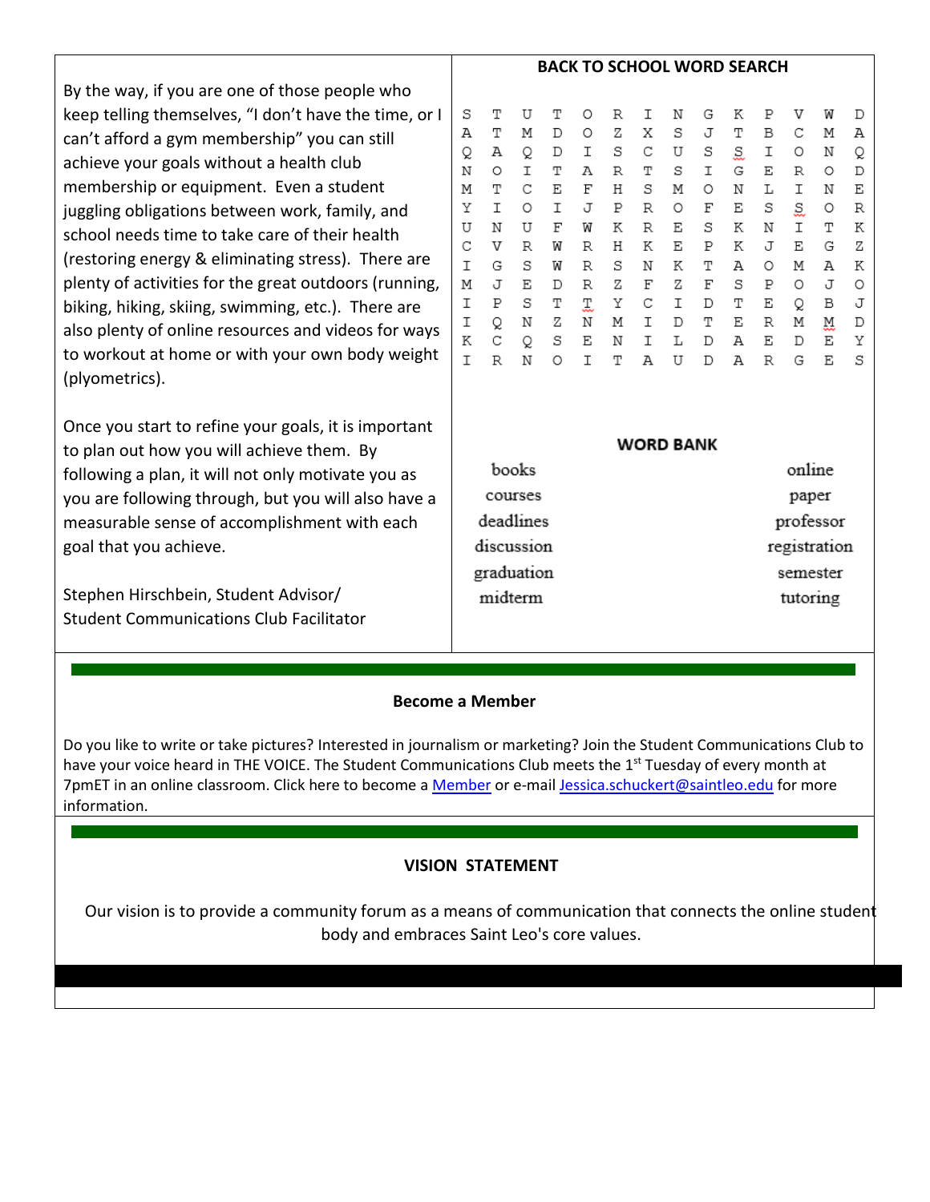By the way, if you are one of those people who keep telling themselves, "I don't have the time, or I can't afford a gym membership" you can still achieve your goals without a health club membership or equipment. Even a student juggling obligations between work, family, and school needs time to take care of their health (restoring energy & eliminating stress). There are plenty of activities for the great outdoors (running, biking, hiking, skiing, swimming, etc.). There are also plenty of online resources and videos for ways to workout at home or with your own body weight (plyometrics).

Once you start to refine your goals, it is important to plan out how you will achieve them. By following a plan, it will not only motivate you as you are following through, but you will also have a measurable sense of accomplishment with each goal that you achieve.

Stephen Hirschbein, Student Advisor/
Student Communications Club Facilitator

**BACK TO SCHOOL WORD SEARCH**

| | | | | | | | | | | | | | |
|---|---|---|---|---|---|---|---|---|---|---|---|---|---|
| S | T | U | T | O | R | I | N | G | K | P | V | W | D |
| A | T | M | D | O | Z | X | S | J | T | B | C | M | A |
| Q | A | Q | D | I | S | C | U | S | S | I | O | N | Q |
| N | O | I | T | A | R | T | S | I | G | E | R | O | D |
| M | T | C | E | F | H | S | M | O | N | L | I | N | E |
| Y | I | O | I | J | P | R | O | F | E | S | S | O | R |
| U | N | U | F | W | K | R | E | S | K | N | I | T | K |
| C | V | R | W | R | H | K | E | P | K | J | E | G | Z |
| I | G | S | W | R | S | N | K | T | A | O | M | A | K |
| M | J | E | D | R | Z | F | Z | F | S | P | O | J | O |
| I | P | S | T | T | Y | C | I | D | T | E | Q | B | J |
| I | Q | N | Z | N | M | I | D | T | E | R | M | M | D |
| K | C | Q | S | E | N | I | L | D | A | E | D | E | Y |
| I | R | N | O | I | T | A | U | D | A | R | G | E | S |

**WORD BANK**

| | |
|---|---|
| books | online |
| courses | paper |
| deadlines | professor |
| discussion | registration |
| graduation | semester |
| midterm | tutoring |

## Become a Member

Do you like to write or take pictures? Interested in journalism or marketing? Join the Student Communications Club to have your voice heard in THE VOICE. The Student Communications Club meets the 1st Tuesday of every month at 7pmET in an online classroom. Click here to become a Member or e-mail Jessica.schuckert@saintleo.edu for more information.

## VISION STATEMENT

Our vision is to provide a community forum as a means of communication that connects the online student body and embraces Saint Leo's core values.